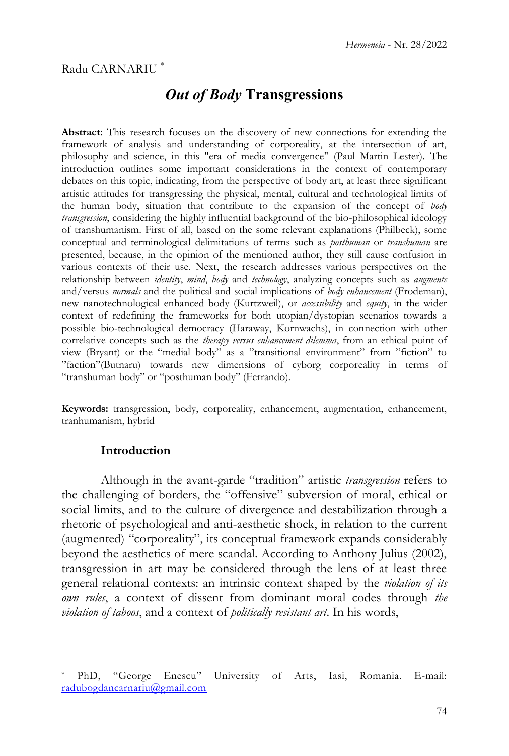Radu CARNARIU [*]

# *Out of Body* Transgressions

**Abstract:** This research focuses on the discovery of new connections for extending the framework of analysis and understanding of corporeality, at the intersection of art, philosophy and science, in this "era of media convergence" (Paul Martin Lester). The introduction outlines some important considerations in the context of contemporary debates on this topic, indicating, from the perspective of body art, at least three significant artistic attitudes for transgressing the physical, mental, cultural and technological limits of the human body, situation that contribute to the expansion of the concept of *body transgression*, considering the highly influential background of the bio-philosophical ideology of transhumanism. First of all, based on the some relevant explanations (Philbeck), some conceptual and terminological delimitations of terms such as *posthuman* or *transhuman* are presented, because, in the opinion of the mentioned author, they still cause confusion in various contexts of their use. Next, the research addresses various perspectives on the relationship between *identity*, *mind*, *body* and *technology*, analyzing concepts such as *augments* and/versus *normals* and the political and social implications of *body enhancement* (Frodeman), new nanotechnological enhanced body (Kurtzweil), or *accessibility* and *equity*, in the wider context of redefining the frameworks for both utopian/dystopian scenarios towards a possible bio-technological democracy (Haraway, Kornwachs), in connection with other correlative concepts such as the *therapy versus enhancement dilemma*, from an ethical point of view (Bryant) or the "medial body" as a "transitional environment" from "fiction" to "faction"(Butnaru) towards new dimensions of cyborg corporeality in terms of "transhuman body" or "posthuman body" (Ferrando).

**Keywords:** transgression, body, corporeality, enhancement, augmentation, enhancement, tranhumanism, hybrid

## Introduction

Although in the avant-garde "tradition" artistic *transgression* refers to the challenging of borders, the "offensive" subversion of moral, ethical or social limits, and to the culture of divergence and destabilization through a rhetoric of psychological and anti-aesthetic shock, in relation to the current (augmented) "corporeality", its conceptual framework expands considerably beyond the aesthetics of mere scandal. According to Anthony Julius (2002), transgression in art may be considered through the lens of at least three general relational contexts: an intrinsic context shaped by the *violation of its own rules*, a context of dissent from dominant moral codes through *the violation of taboos*, and a context of *politically resistant art*. In his words,

---

[*] PhD, "George Enescu" University of Arts, Iasi, Romania. E-mail: radubogdancarnariu@gmail.com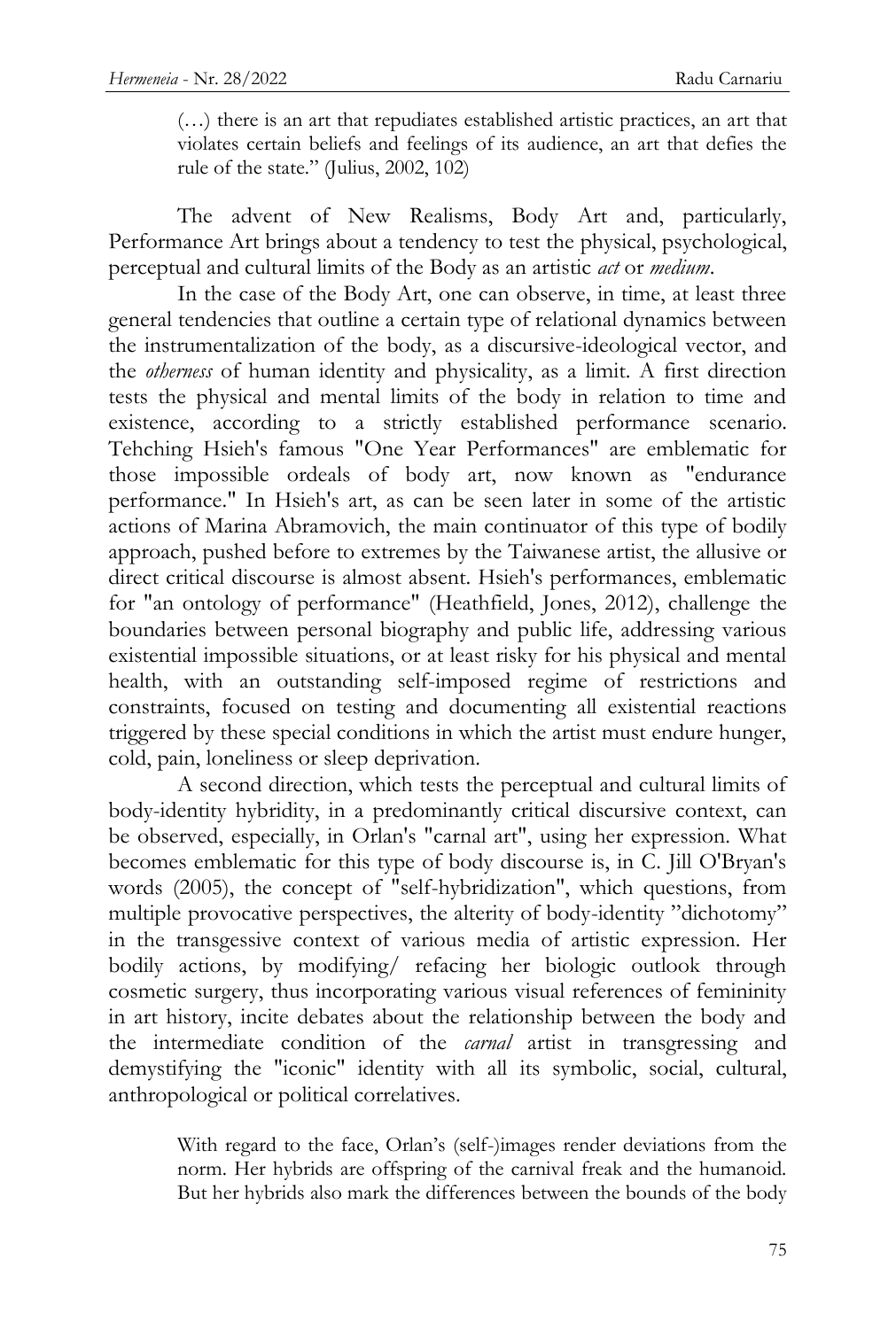> (…) there is an art that repudiates established artistic practices, an art that violates certain beliefs and feelings of its audience, an art that defies the rule of the state." (Julius, 2002, 102)

The advent of New Realisms, Body Art and, particularly, Performance Art brings about a tendency to test the physical, psychological, perceptual and cultural limits of the Body as an artistic *act* or *medium*.

In the case of the Body Art, one can observe, in time, at least three general tendencies that outline a certain type of relational dynamics between the instrumentalization of the body, as a discursive-ideological vector, and the *otherness* of human identity and physicality, as a limit. A first direction tests the physical and mental limits of the body in relation to time and existence, according to a strictly established performance scenario. Tehching Hsieh's famous "One Year Performances" are emblematic for those impossible ordeals of body art, now known as "endurance performance." In Hsieh's art, as can be seen later in some of the artistic actions of Marina Abramovich, the main continuator of this type of bodily approach, pushed before to extremes by the Taiwanese artist, the allusive or direct critical discourse is almost absent. Hsieh's performances, emblematic for "an ontology of performance" (Heathfield, Jones, 2012), challenge the boundaries between personal biography and public life, addressing various existential impossible situations, or at least risky for his physical and mental health, with an outstanding self-imposed regime of restrictions and constraints, focused on testing and documenting all existential reactions triggered by these special conditions in which the artist must endure hunger, cold, pain, loneliness or sleep deprivation.

A second direction, which tests the perceptual and cultural limits of body-identity hybridity, in a predominantly critical discursive context, can be observed, especially, in Orlan's "carnal art", using her expression. What becomes emblematic for this type of body discourse is, in C. Jill O'Bryan's words (2005), the concept of "self-hybridization", which questions, from multiple provocative perspectives, the alterity of body-identity "dichotomy" in the transgessive context of various media of artistic expression. Her bodily actions, by modifying/ refacing her biologic outlook through cosmetic surgery, thus incorporating various visual references of femininity in art history, incite debates about the relationship between the body and the intermediate condition of the *carnal* artist in transgressing and demystifying the "iconic" identity with all its symbolic, social, cultural, anthropological or political correlatives.

> With regard to the face, Orlan's (self-)images render deviations from the norm. Her hybrids are offspring of the carnival freak and the humanoid. But her hybrids also mark the differences between the bounds of the body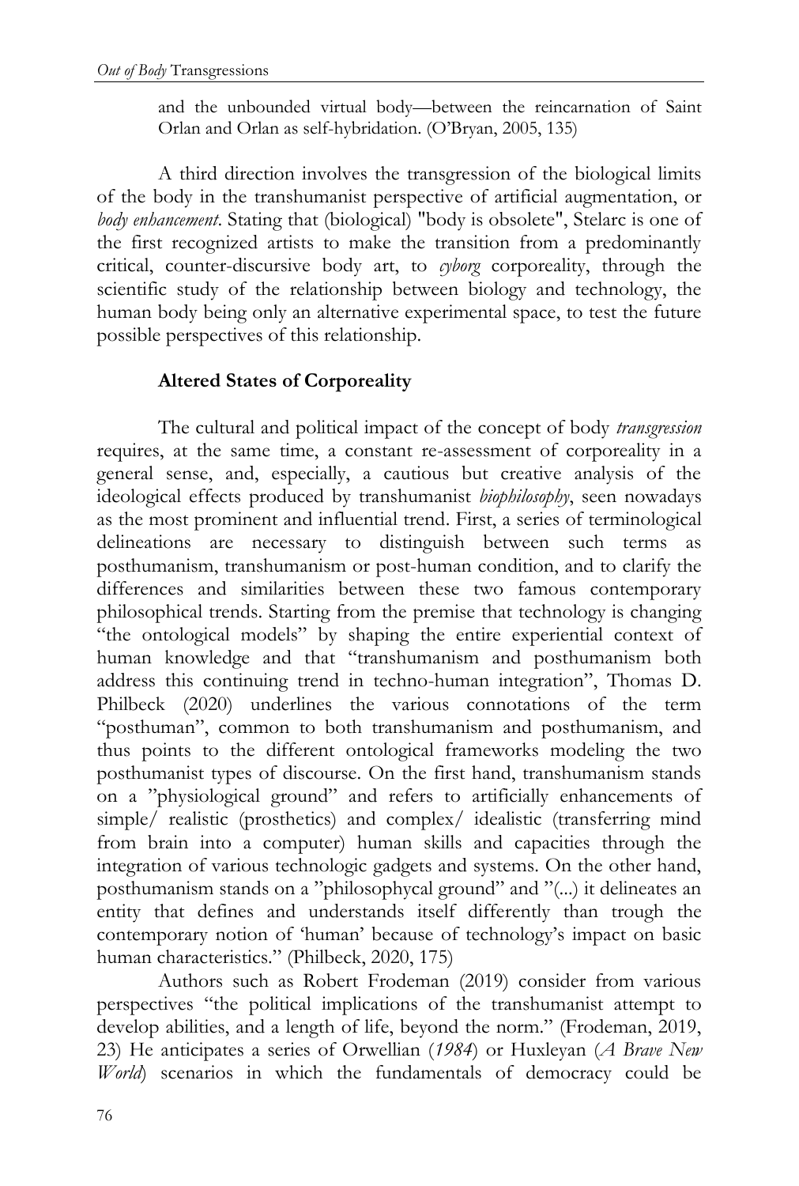and the unbounded virtual body—between the reincarnation of Saint Orlan and Orlan as self-hybridation. (O'Bryan, 2005, 135)

A third direction involves the transgression of the biological limits of the body in the transhumanist perspective of artificial augmentation, or *body enhancement*. Stating that (biological) "body is obsolete", Stelarc is one of the first recognized artists to make the transition from a predominantly critical, counter-discursive body art, to *cyborg* corporeality, through the scientific study of the relationship between biology and technology, the human body being only an alternative experimental space, to test the future possible perspectives of this relationship.

## Altered States of Corporeality

The cultural and political impact of the concept of body *transgression* requires, at the same time, a constant re-assessment of corporeality in a general sense, and, especially, a cautious but creative analysis of the ideological effects produced by transhumanist *biophilosophy*, seen nowadays as the most prominent and influential trend. First, a series of terminological delineations are necessary to distinguish between such terms as posthumanism, transhumanism or post-human condition, and to clarify the differences and similarities between these two famous contemporary philosophical trends. Starting from the premise that technology is changing "the ontological models" by shaping the entire experiential context of human knowledge and that "transhumanism and posthumanism both address this continuing trend in techno-human integration", Thomas D. Philbeck (2020) underlines the various connotations of the term "posthuman", common to both transhumanism and posthumanism, and thus points to the different ontological frameworks modeling the two posthumanist types of discourse. On the first hand, transhumanism stands on a "physiological ground" and refers to artificially enhancements of simple/ realistic (prosthetics) and complex/ idealistic (transferring mind from brain into a computer) human skills and capacities through the integration of various technologic gadgets and systems. On the other hand, posthumanism stands on a "philosophycal ground" and "(...) it delineates an entity that defines and understands itself differently than trough the contemporary notion of 'human' because of technology's impact on basic human characteristics." (Philbeck, 2020, 175)

Authors such as Robert Frodeman (2019) consider from various perspectives "the political implications of the transhumanist attempt to develop abilities, and a length of life, beyond the norm." (Frodeman, 2019, 23) He anticipates a series of Orwellian (*1984*) or Huxleyan (*A Brave New World*) scenarios in which the fundamentals of democracy could be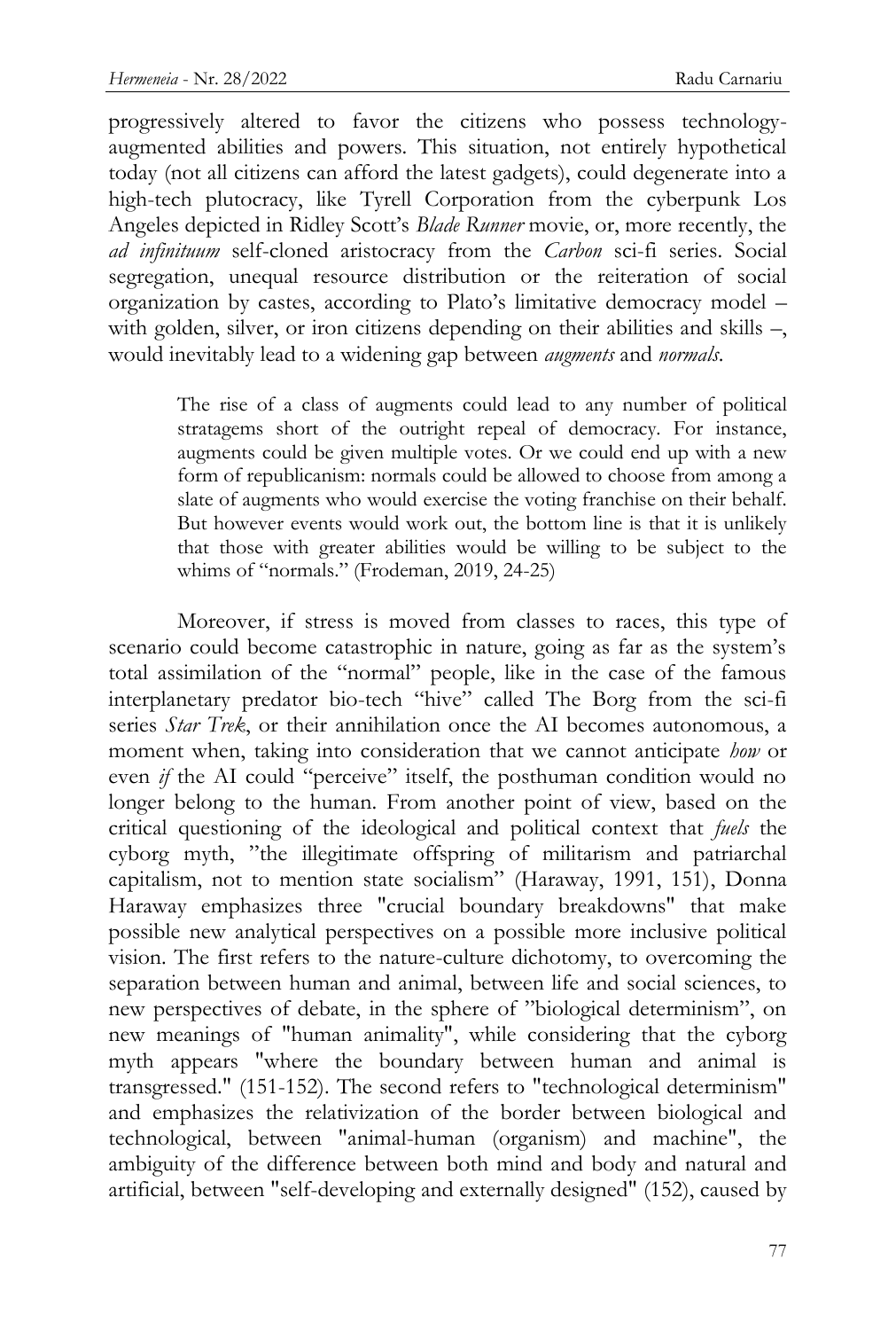progressively altered to favor the citizens who possess technology-augmented abilities and powers. This situation, not entirely hypothetical today (not all citizens can afford the latest gadgets), could degenerate into a high-tech plutocracy, like Tyrell Corporation from the cyberpunk Los Angeles depicted in Ridley Scott's *Blade Runner* movie, or, more recently, the *ad infinituum* self-cloned aristocracy from the *Carbon* sci-fi series. Social segregation, unequal resource distribution or the reiteration of social organization by castes, according to Plato's limitative democracy model – with golden, silver, or iron citizens depending on their abilities and skills –, would inevitably lead to a widening gap between *augments* and *normals*.

> The rise of a class of augments could lead to any number of political stratagems short of the outright repeal of democracy. For instance, augments could be given multiple votes. Or we could end up with a new form of republicanism: normals could be allowed to choose from among a slate of augments who would exercise the voting franchise on their behalf. But however events would work out, the bottom line is that it is unlikely that those with greater abilities would be willing to be subject to the whims of "normals." (Frodeman, 2019, 24-25)

Moreover, if stress is moved from classes to races, this type of scenario could become catastrophic in nature, going as far as the system's total assimilation of the "normal" people, like in the case of the famous interplanetary predator bio-tech "hive" called The Borg from the sci-fi series *Star Trek*, or their annihilation once the AI becomes autonomous, a moment when, taking into consideration that we cannot anticipate *how* or even *if* the AI could "perceive" itself, the posthuman condition would no longer belong to the human. From another point of view, based on the critical questioning of the ideological and political context that *fuels* the cyborg myth, "the illegitimate offspring of militarism and patriarchal capitalism, not to mention state socialism" (Haraway, 1991, 151), Donna Haraway emphasizes three "crucial boundary breakdowns" that make possible new analytical perspectives on a possible more inclusive political vision. The first refers to the nature-culture dichotomy, to overcoming the separation between human and animal, between life and social sciences, to new perspectives of debate, in the sphere of "biological determinism", on new meanings of "human animality", while considering that the cyborg myth appears "where the boundary between human and animal is transgressed." (151-152). The second refers to "technological determinism" and emphasizes the relativization of the border between biological and technological, between "animal-human (organism) and machine", the ambiguity of the difference between both mind and body and natural and artificial, between "self-developing and externally designed" (152), caused by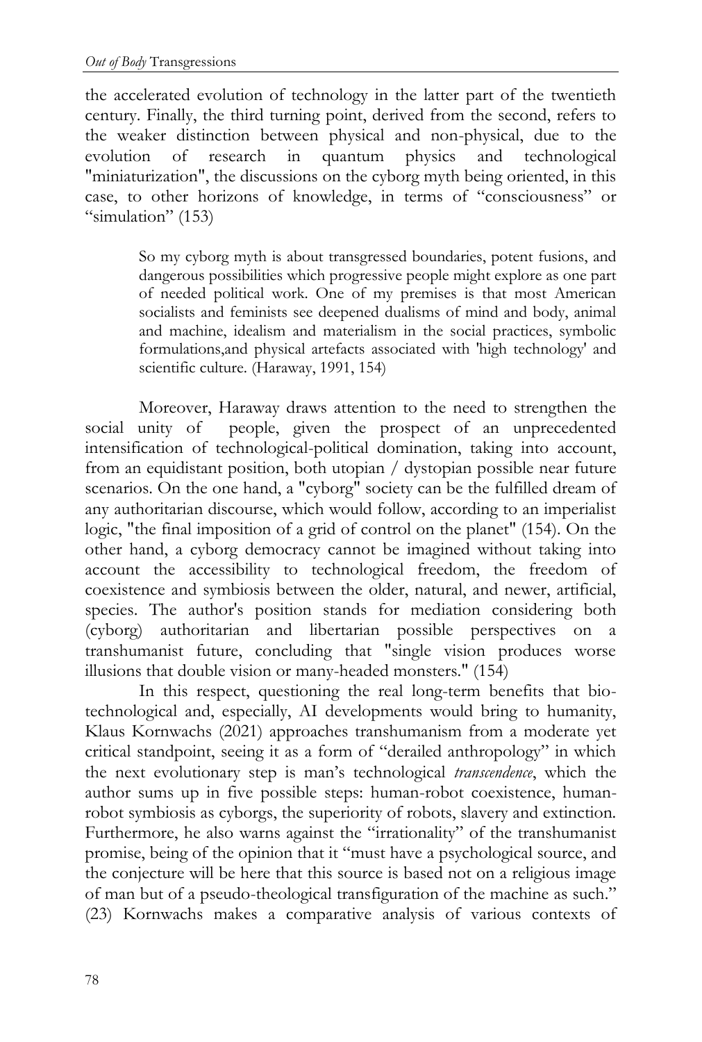the accelerated evolution of technology in the latter part of the twentieth century. Finally, the third turning point, derived from the second, refers to the weaker distinction between physical and non-physical, due to the evolution of research in quantum physics and technological "miniaturization", the discussions on the cyborg myth being oriented, in this case, to other horizons of knowledge, in terms of "consciousness" or "simulation" (153)

> So my cyborg myth is about transgressed boundaries, potent fusions, and dangerous possibilities which progressive people might explore as one part of needed political work. One of my premises is that most American socialists and feminists see deepened dualisms of mind and body, animal and machine, idealism and materialism in the social practices, symbolic formulations,and physical artefacts associated with 'high technology' and scientific culture. (Haraway, 1991, 154)

Moreover, Haraway draws attention to the need to strengthen the social unity of people, given the prospect of an unprecedented intensification of technological-political domination, taking into account, from an equidistant position, both utopian / dystopian possible near future scenarios. On the one hand, a "cyborg" society can be the fulfilled dream of any authoritarian discourse, which would follow, according to an imperialist logic, "the final imposition of a grid of control on the planet" (154). On the other hand, a cyborg democracy cannot be imagined without taking into account the accessibility to technological freedom, the freedom of coexistence and symbiosis between the older, natural, and newer, artificial, species. The author's position stands for mediation considering both (cyborg) authoritarian and libertarian possible perspectives on a transhumanist future, concluding that "single vision produces worse illusions that double vision or many-headed monsters." (154)

In this respect, questioning the real long-term benefits that bio-technological and, especially, AI developments would bring to humanity, Klaus Kornwachs (2021) approaches transhumanism from a moderate yet critical standpoint, seeing it as a form of "derailed anthropology" in which the next evolutionary step is man's technological *transcendence*, which the author sums up in five possible steps: human-robot coexistence, human-robot symbiosis as cyborgs, the superiority of robots, slavery and extinction. Furthermore, he also warns against the "irrationality" of the transhumanist promise, being of the opinion that it "must have a psychological source, and the conjecture will be here that this source is based not on a religious image of man but of a pseudo-theological transfiguration of the machine as such." (23) Kornwachs makes a comparative analysis of various contexts of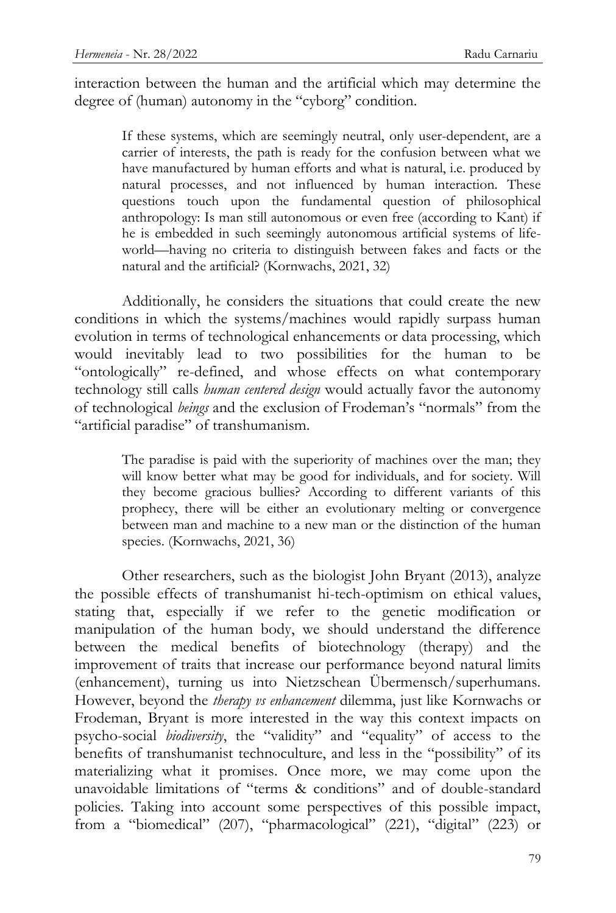interaction between the human and the artificial which may determine the degree of (human) autonomy in the "cyborg" condition.

> If these systems, which are seemingly neutral, only user-dependent, are a carrier of interests, the path is ready for the confusion between what we have manufactured by human efforts and what is natural, i.e. produced by natural processes, and not influenced by human interaction. These questions touch upon the fundamental question of philosophical anthropology: Is man still autonomous or even free (according to Kant) if he is embedded in such seemingly autonomous artificial systems of life-world—having no criteria to distinguish between fakes and facts or the natural and the artificial? (Kornwachs, 2021, 32)

Additionally, he considers the situations that could create the new conditions in which the systems/machines would rapidly surpass human evolution in terms of technological enhancements or data processing, which would inevitably lead to two possibilities for the human to be "ontologically" re-defined, and whose effects on what contemporary technology still calls *human centered design* would actually favor the autonomy of technological *beings* and the exclusion of Frodeman's "normals" from the "artificial paradise" of transhumanism.

> The paradise is paid with the superiority of machines over the man; they will know better what may be good for individuals, and for society. Will they become gracious bullies? According to different variants of this prophecy, there will be either an evolutionary melting or convergence between man and machine to a new man or the distinction of the human species. (Kornwachs, 2021, 36)

Other researchers, such as the biologist John Bryant (2013), analyze the possible effects of transhumanist hi-tech-optimism on ethical values, stating that, especially if we refer to the genetic modification or manipulation of the human body, we should understand the difference between the medical benefits of biotechnology (therapy) and the improvement of traits that increase our performance beyond natural limits (enhancement), turning us into Nietzschean Übermensch/superhumans. However, beyond the *therapy vs enhancement* dilemma, just like Kornwachs or Frodeman, Bryant is more interested in the way this context impacts on psycho-social *biodiversity*, the "validity" and "equality" of access to the benefits of transhumanist technoculture, and less in the "possibility" of its materializing what it promises. Once more, we may come upon the unavoidable limitations of "terms & conditions" and of double-standard policies. Taking into account some perspectives of this possible impact, from a "biomedical" (207), "pharmacological" (221), "digital" (223) or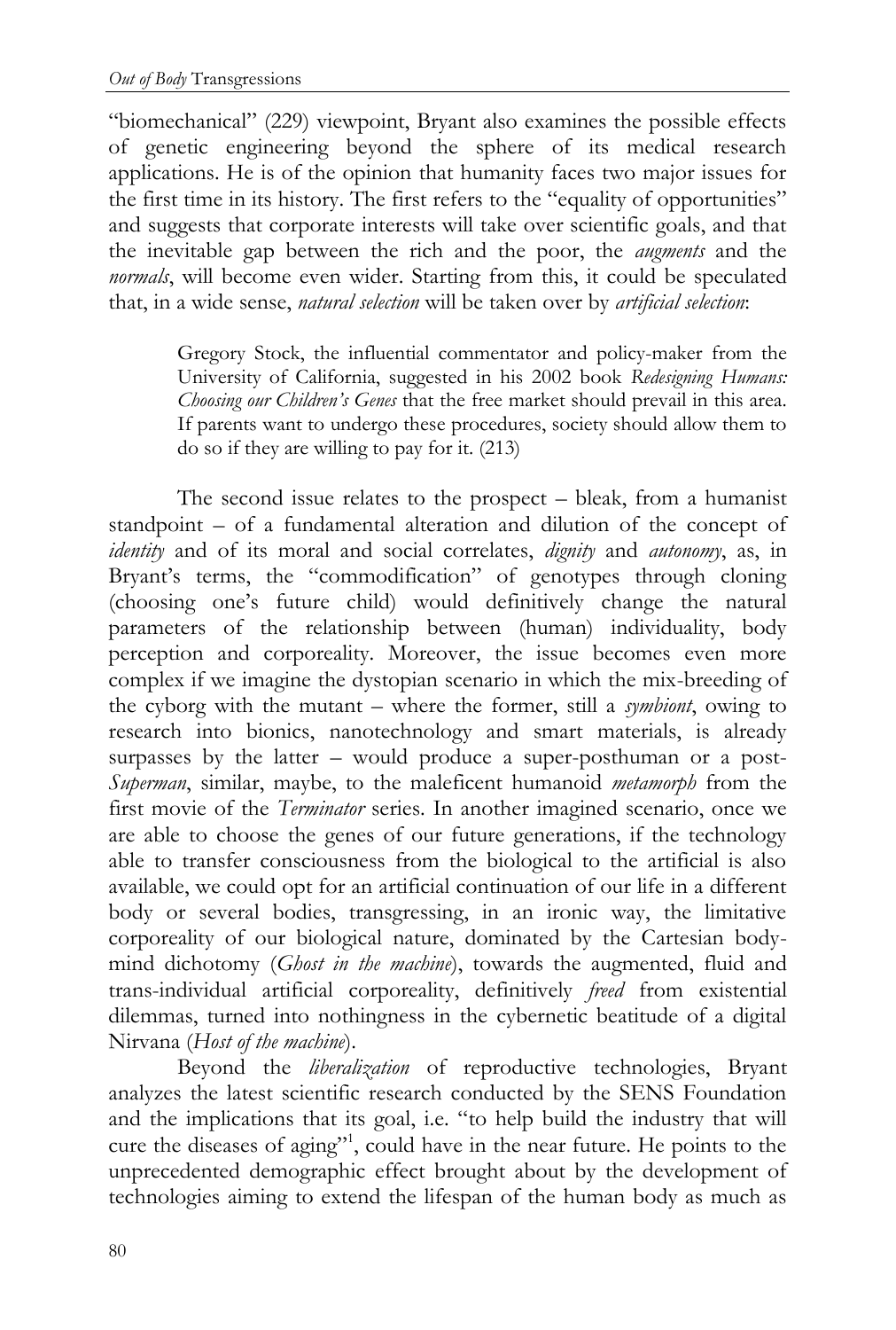"biomechanical" (229) viewpoint, Bryant also examines the possible effects of genetic engineering beyond the sphere of its medical research applications. He is of the opinion that humanity faces two major issues for the first time in its history. The first refers to the "equality of opportunities" and suggests that corporate interests will take over scientific goals, and that the inevitable gap between the rich and the poor, the *augments* and the *normals*, will become even wider. Starting from this, it could be speculated that, in a wide sense, *natural selection* will be taken over by *artificial selection*:

> Gregory Stock, the influential commentator and policy-maker from the University of California, suggested in his 2002 book *Redesigning Humans: Choosing our Children's Genes* that the free market should prevail in this area. If parents want to undergo these procedures, society should allow them to do so if they are willing to pay for it. (213)

The second issue relates to the prospect – bleak, from a humanist standpoint – of a fundamental alteration and dilution of the concept of *identity* and of its moral and social correlates, *dignity* and *autonomy*, as, in Bryant's terms, the "commodification" of genotypes through cloning (choosing one's future child) would definitively change the natural parameters of the relationship between (human) individuality, body perception and corporeality. Moreover, the issue becomes even more complex if we imagine the dystopian scenario in which the mix-breeding of the cyborg with the mutant – where the former, still a *symbiont*, owing to research into bionics, nanotechnology and smart materials, is already surpasses by the latter – would produce a super-posthuman or a post-*Superman*, similar, maybe, to the maleficent humanoid *metamorph* from the first movie of the *Terminator* series. In another imagined scenario, once we are able to choose the genes of our future generations, if the technology able to transfer consciousness from the biological to the artificial is also available, we could opt for an artificial continuation of our life in a different body or several bodies, transgressing, in an ironic way, the limitative corporeality of our biological nature, dominated by the Cartesian body-mind dichotomy (*Ghost in the machine*), towards the augmented, fluid and trans-individual artificial corporeality, definitively *freed* from existential dilemmas, turned into nothingness in the cybernetic beatitude of a digital Nirvana (*Host of the machine*).

Beyond the *liberalization* of reproductive technologies, Bryant analyzes the latest scientific research conducted by the SENS Foundation and the implications that its goal, i.e. "to help build the industry that will cure the diseases of aging"[1], could have in the near future. He points to the unprecedented demographic effect brought about by the development of technologies aiming to extend the lifespan of the human body as much as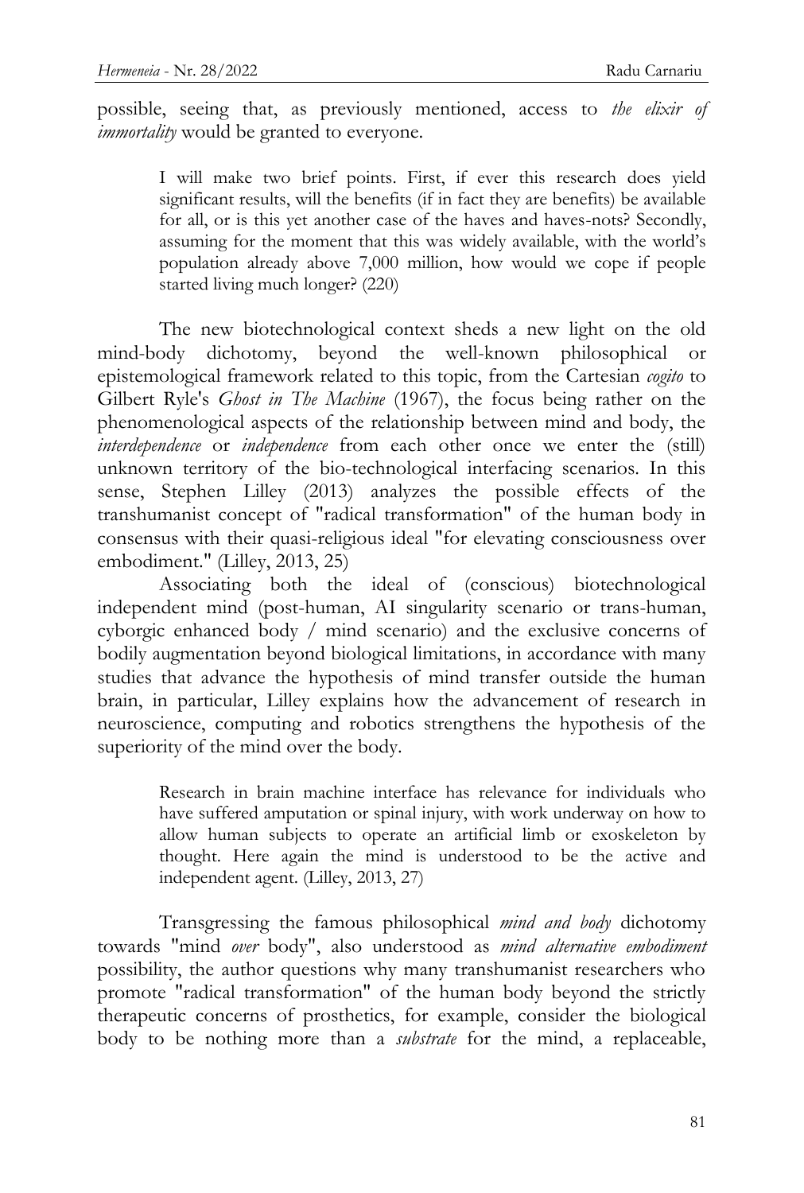possible, seeing that, as previously mentioned, access to *the elixir of immortality* would be granted to everyone.

> I will make two brief points. First, if ever this research does yield significant results, will the benefits (if in fact they are benefits) be available for all, or is this yet another case of the haves and haves-nots? Secondly, assuming for the moment that this was widely available, with the world's population already above 7,000 million, how would we cope if people started living much longer? (220)

The new biotechnological context sheds a new light on the old mind-body dichotomy, beyond the well-known philosophical or epistemological framework related to this topic, from the Cartesian *cogito* to Gilbert Ryle's *Ghost in The Machine* (1967), the focus being rather on the phenomenological aspects of the relationship between mind and body, the *interdependence* or *independence* from each other once we enter the (still) unknown territory of the bio-technological interfacing scenarios. In this sense, Stephen Lilley (2013) analyzes the possible effects of the transhumanist concept of "radical transformation" of the human body in consensus with their quasi-religious ideal "for elevating consciousness over embodiment." (Lilley, 2013, 25)

Associating both the ideal of (conscious) biotechnological independent mind (post-human, AI singularity scenario or trans-human, cyborgic enhanced body / mind scenario) and the exclusive concerns of bodily augmentation beyond biological limitations, in accordance with many studies that advance the hypothesis of mind transfer outside the human brain, in particular, Lilley explains how the advancement of research in neuroscience, computing and robotics strengthens the hypothesis of the superiority of the mind over the body.

> Research in brain machine interface has relevance for individuals who have suffered amputation or spinal injury, with work underway on how to allow human subjects to operate an artificial limb or exoskeleton by thought. Here again the mind is understood to be the active and independent agent. (Lilley, 2013, 27)

Transgressing the famous philosophical *mind and body* dichotomy towards "mind *over* body", also understood as *mind alternative embodiment* possibility, the author questions why many transhumanist researchers who promote "radical transformation" of the human body beyond the strictly therapeutic concerns of prosthetics, for example, consider the biological body to be nothing more than a *substrate* for the mind, a replaceable,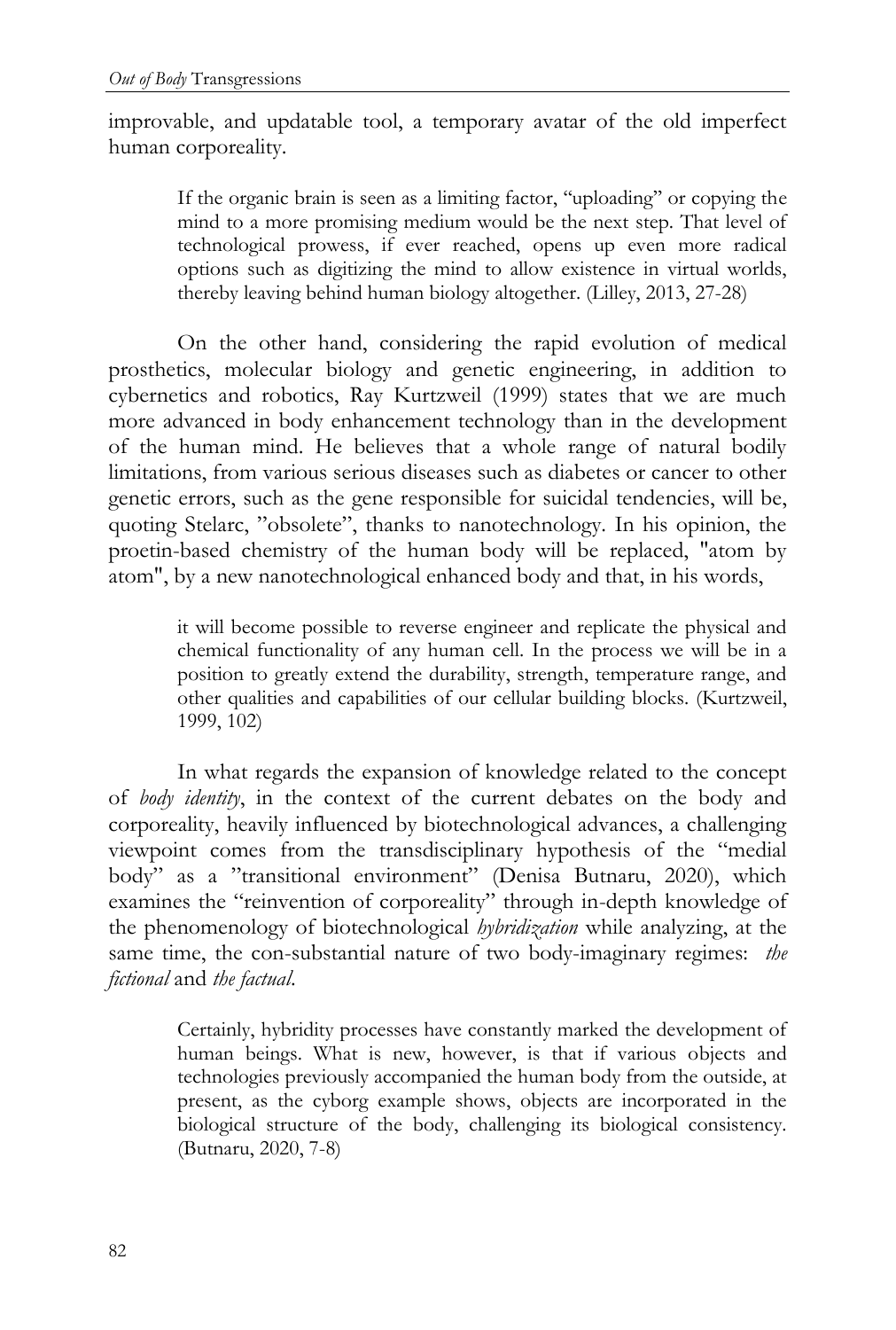improvable, and updatable tool, a temporary avatar of the old imperfect human corporeality.

> If the organic brain is seen as a limiting factor, "uploading" or copying the mind to a more promising medium would be the next step. That level of technological prowess, if ever reached, opens up even more radical options such as digitizing the mind to allow existence in virtual worlds, thereby leaving behind human biology altogether. (Lilley, 2013, 27-28)

On the other hand, considering the rapid evolution of medical prosthetics, molecular biology and genetic engineering, in addition to cybernetics and robotics, Ray Kurtzweil (1999) states that we are much more advanced in body enhancement technology than in the development of the human mind. He believes that a whole range of natural bodily limitations, from various serious diseases such as diabetes or cancer to other genetic errors, such as the gene responsible for suicidal tendencies, will be, quoting Stelarc, "obsolete", thanks to nanotechnology. In his opinion, the proetin-based chemistry of the human body will be replaced, "atom by atom", by a new nanotechnological enhanced body and that, in his words,

> it will become possible to reverse engineer and replicate the physical and chemical functionality of any human cell. In the process we will be in a position to greatly extend the durability, strength, temperature range, and other qualities and capabilities of our cellular building blocks. (Kurtzweil, 1999, 102)

In what regards the expansion of knowledge related to the concept of *body identity*, in the context of the current debates on the body and corporeality, heavily influenced by biotechnological advances, a challenging viewpoint comes from the transdisciplinary hypothesis of the "medial body" as a "transitional environment" (Denisa Butnaru, 2020), which examines the "reinvention of corporeality" through in-depth knowledge of the phenomenology of biotechnological *hybridization* while analyzing, at the same time, the con-substantial nature of two body-imaginary regimes: *the fictional* and *the factual*.

> Certainly, hybridity processes have constantly marked the development of human beings. What is new, however, is that if various objects and technologies previously accompanied the human body from the outside, at present, as the cyborg example shows, objects are incorporated in the biological structure of the body, challenging its biological consistency. (Butnaru, 2020, 7-8)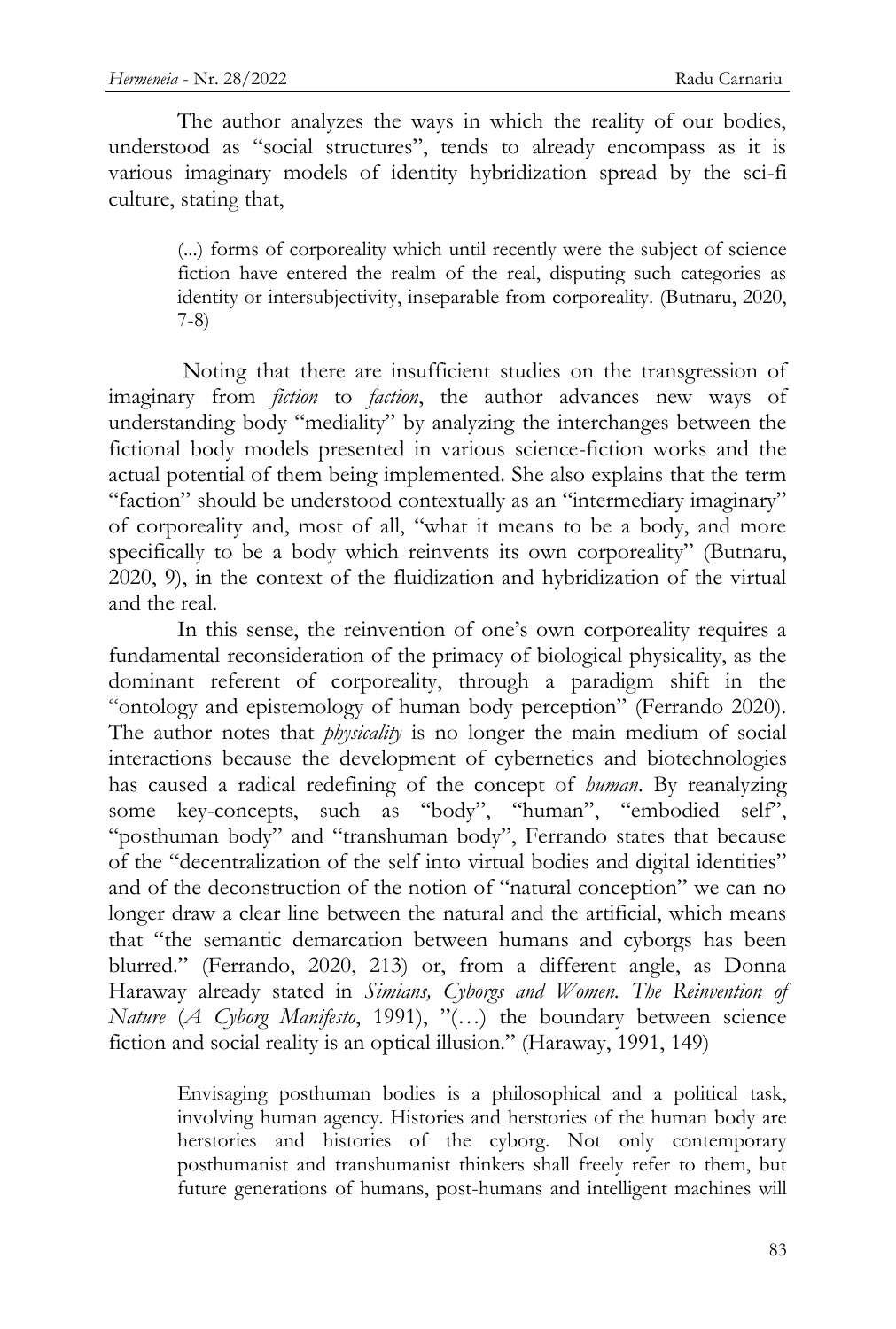The author analyzes the ways in which the reality of our bodies, understood as "social structures", tends to already encompass as it is various imaginary models of identity hybridization spread by the sci-fi culture, stating that,

> (...) forms of corporeality which until recently were the subject of science fiction have entered the realm of the real, disputing such categories as identity or intersubjectivity, inseparable from corporeality. (Butnaru, 2020, 7-8)

Noting that there are insufficient studies on the transgression of imaginary from *fiction* to *faction*, the author advances new ways of understanding body "mediality" by analyzing the interchanges between the fictional body models presented in various science-fiction works and the actual potential of them being implemented. She also explains that the term "faction" should be understood contextually as an "intermediary imaginary" of corporeality and, most of all, "what it means to be a body, and more specifically to be a body which reinvents its own corporeality" (Butnaru, 2020, 9), in the context of the fluidization and hybridization of the virtual and the real.

In this sense, the reinvention of one's own corporeality requires a fundamental reconsideration of the primacy of biological physicality, as the dominant referent of corporeality, through a paradigm shift in the "ontology and epistemology of human body perception" (Ferrando 2020). The author notes that *physicality* is no longer the main medium of social interactions because the development of cybernetics and biotechnologies has caused a radical redefining of the concept of *human*. By reanalyzing some key-concepts, such as "body", "human", "embodied self", "posthuman body" and "transhuman body", Ferrando states that because of the "decentralization of the self into virtual bodies and digital identities" and of the deconstruction of the notion of "natural conception" we can no longer draw a clear line between the natural and the artificial, which means that "the semantic demarcation between humans and cyborgs has been blurred." (Ferrando, 2020, 213) or, from a different angle, as Donna Haraway already stated in *Simians, Cyborgs and Women. The Reinvention of Nature* (*A Cyborg Manifesto*, 1991), "(…) the boundary between science fiction and social reality is an optical illusion." (Haraway, 1991, 149)

> Envisaging posthuman bodies is a philosophical and a political task, involving human agency. Histories and herstories of the human body are herstories and histories of the cyborg. Not only contemporary posthumanist and transhumanist thinkers shall freely refer to them, but future generations of humans, post-humans and intelligent machines will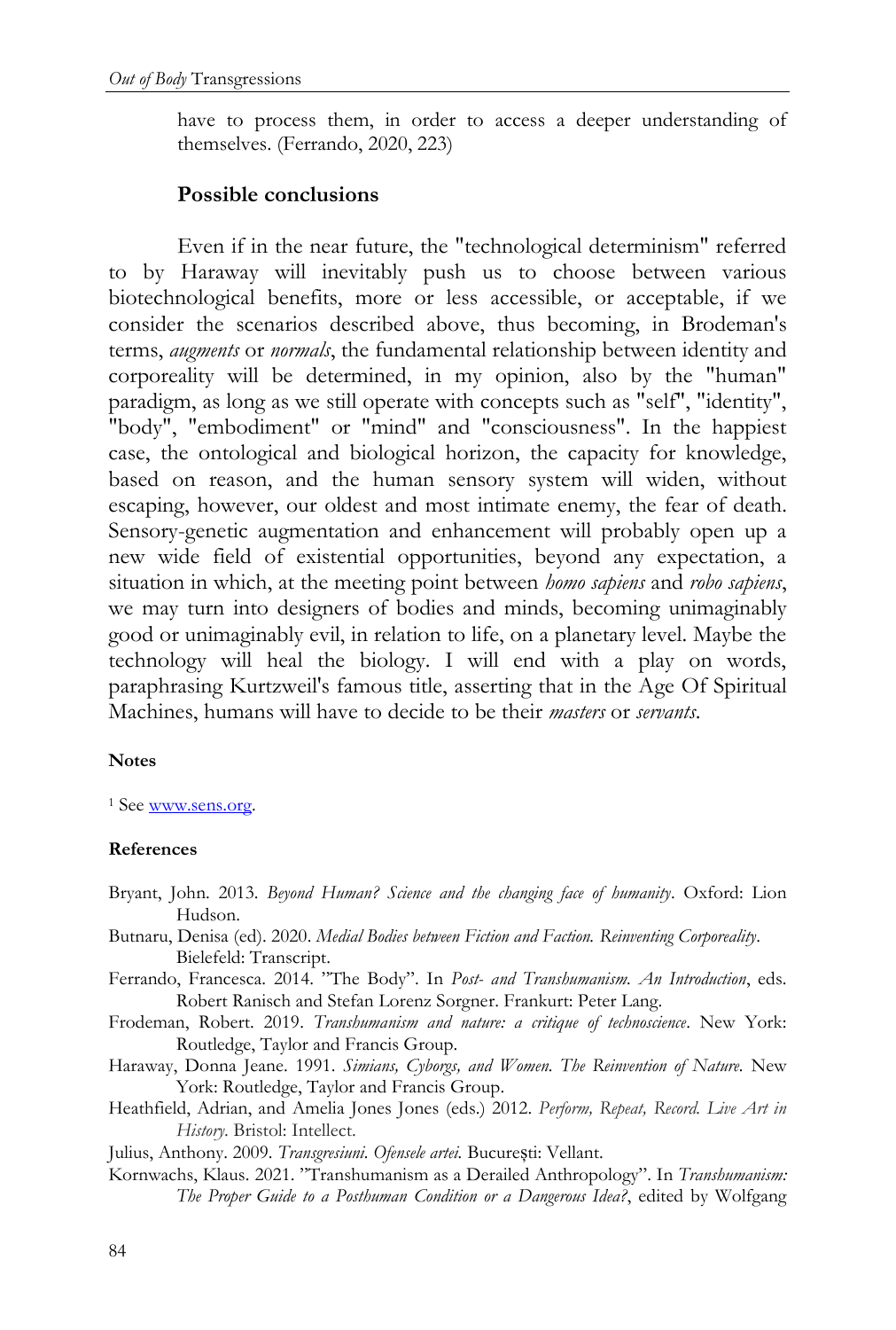have to process them, in order to access a deeper understanding of themselves. (Ferrando, 2020, 223)

### Possible conclusions

Even if in the near future, the "technological determinism" referred to by Haraway will inevitably push us to choose between various biotechnological benefits, more or less accessible, or acceptable, if we consider the scenarios described above, thus becoming, in Brodeman's terms, *augments* or *normals*, the fundamental relationship between identity and corporeality will be determined, in my opinion, also by the "human" paradigm, as long as we still operate with concepts such as "self", "identity", "body", "embodiment" or "mind" and "consciousness". In the happiest case, the ontological and biological horizon, the capacity for knowledge, based on reason, and the human sensory system will widen, without escaping, however, our oldest and most intimate enemy, the fear of death. Sensory-genetic augmentation and enhancement will probably open up a new wide field of existential opportunities, beyond any expectation, a situation in which, at the meeting point between *homo sapiens* and *robo sapiens*, we may turn into designers of bodies and minds, becoming unimaginably good or unimaginably evil, in relation to life, on a planetary level. Maybe the technology will heal the biology. I will end with a play on words, paraphrasing Kurtzweil's famous title, asserting that in the Age Of Spiritual Machines, humans will have to decide to be their *masters* or *servants*.

#### Notes

[1] See www.sens.org.

#### References

Bryant, John. 2013. *Beyond Human? Science and the changing face of humanity*. Oxford: Lion Hudson.

Butnaru, Denisa (ed). 2020. *Medial Bodies between Fiction and Faction. Reinventing Corporeality*. Bielefeld: Transcript.

Ferrando, Francesca. 2014. "The Body". In *Post- and Transhumanism. An Introduction*, eds. Robert Ranisch and Stefan Lorenz Sorgner. Frankurt: Peter Lang.

Frodeman, Robert. 2019. *Transhumanism and nature: a critique of technoscience*. New York: Routledge, Taylor and Francis Group.

Haraway, Donna Jeane. 1991. *Simians, Cyborgs, and Women. The Reinvention of Nature*. New York: Routledge, Taylor and Francis Group.

Heathfield, Adrian, and Amelia Jones Jones (eds.) 2012. *Perform, Repeat, Record. Live Art in History*. Bristol: Intellect.

Julius, Anthony. 2009. *Transgresiuni. Ofensele artei.* București: Vellant.

Kornwachs, Klaus. 2021. "Transhumanism as a Derailed Anthropology". In *Transhumanism: The Proper Guide to a Posthuman Condition or a Dangerous Idea?*, edited by Wolfgang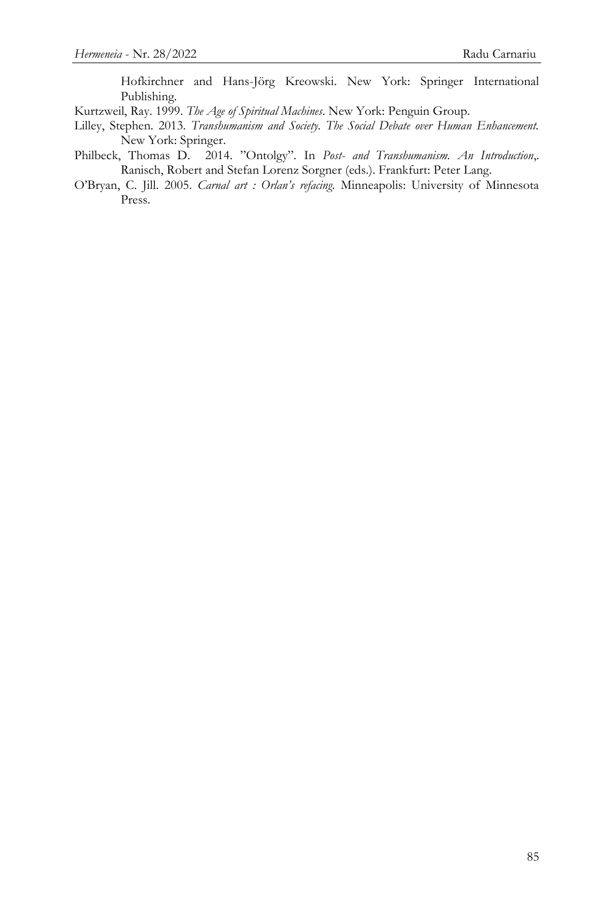Hofkirchner and Hans-Jörg Kreowski. New York: Springer International Publishing.

Kurtzweil, Ray. 1999. *The Age of Spiritual Machines*. New York: Penguin Group.

Lilley, Stephen. 2013. *Transhumanism and Society. The Social Debate over Human Enhancement.* New York: Springer.

Philbeck, Thomas D. 2014. "Ontolgy". In *Post- and Transhumanism. An Introduction*,. Ranisch, Robert and Stefan Lorenz Sorgner (eds.). Frankfurt: Peter Lang.

O'Bryan, C. Jill. 2005. *Carnal art : Orlan's refacing.* Minneapolis: University of Minnesota Press.